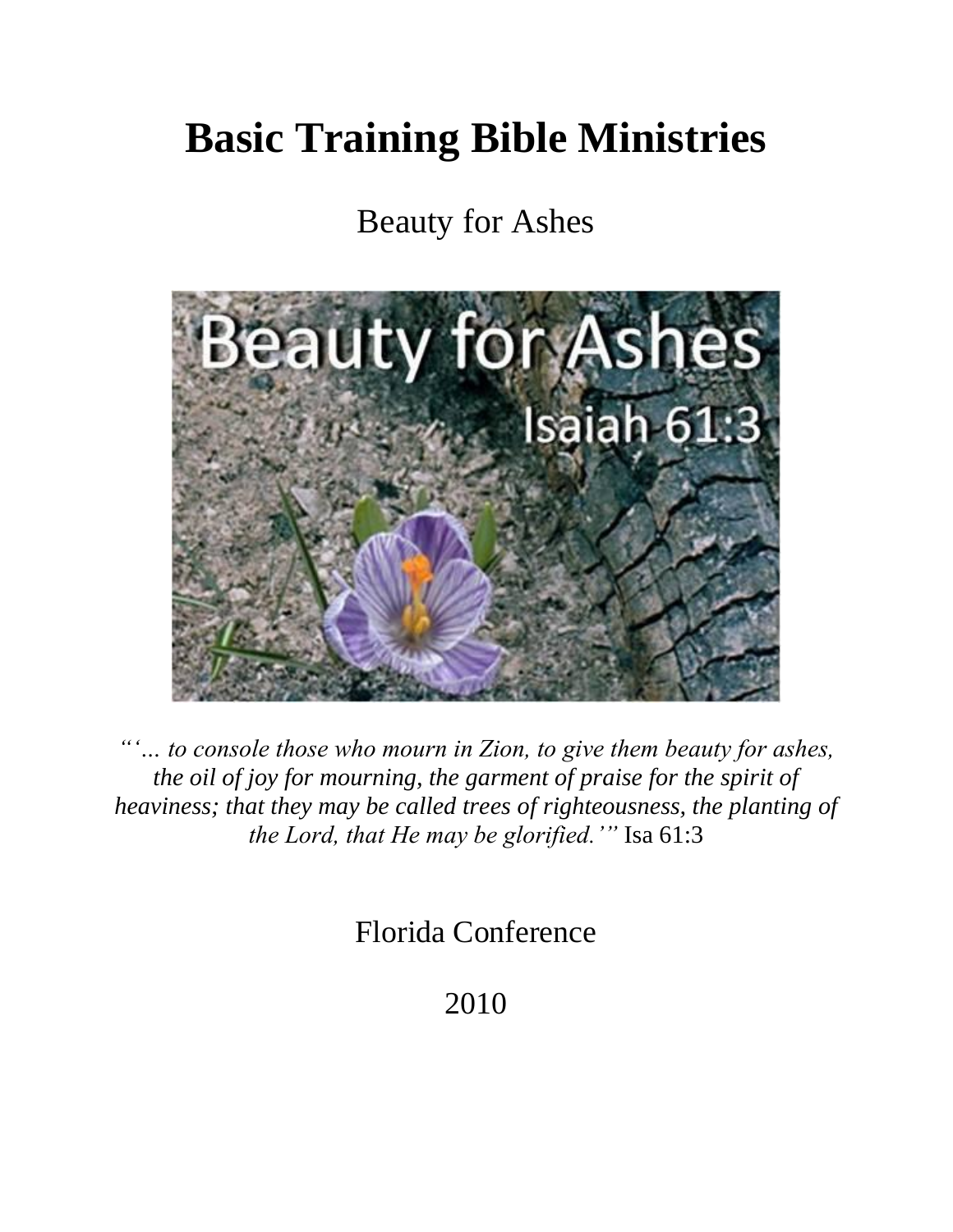# Basic Training Bible Ministries

Beauty for Ashes

*"'… to console those who mourn in Zion, to give them beauty for ashes, the oil of joy for mourning, the garment of praise for the spirit of heaviness; that they may be called trees of righteousness, the planting of the Lord, that He may be glorified.'"* Isa 61:3

Florida Conference

2010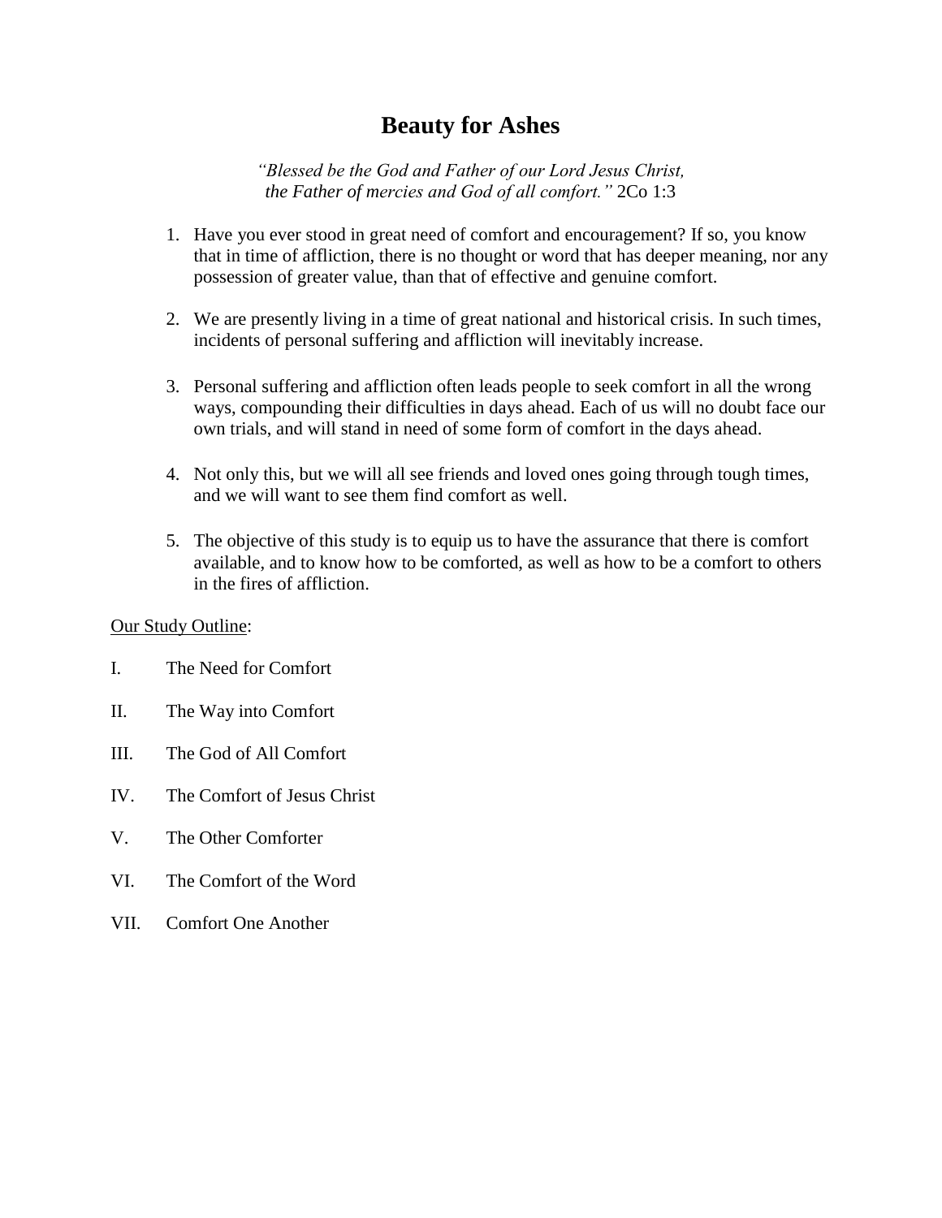# Beauty for Ashes

*"Blessed be the God and Father of our Lord Jesus Christ, the Father of mercies and God of all comfort."* 2Co 1:3

1. Have you ever stood in great need of comfort and encouragement? If so, you know that in time of affliction, there is no thought or word that has deeper meaning, nor any possession of greater value, than that of effective and genuine comfort.

2. We are presently living in a time of great national and historical crisis. In such times, incidents of personal suffering and affliction will inevitably increase.

3. Personal suffering and affliction often leads people to seek comfort in all the wrong ways, compounding their difficulties in days ahead. Each of us will no doubt face our own trials, and will stand in need of some form of comfort in the days ahead.

4. Not only this, but we will all see friends and loved ones going through tough times, and we will want to see them find comfort as well.

5. The objective of this study is to equip us to have the assurance that there is comfort available, and to know how to be comforted, as well as how to be a comfort to others in the fires of affliction.

<u>Our Study Outline</u>:

I. The Need for Comfort

II. The Way into Comfort

III. The God of All Comfort

IV. The Comfort of Jesus Christ

V. The Other Comforter

VI. The Comfort of the Word

VII. Comfort One Another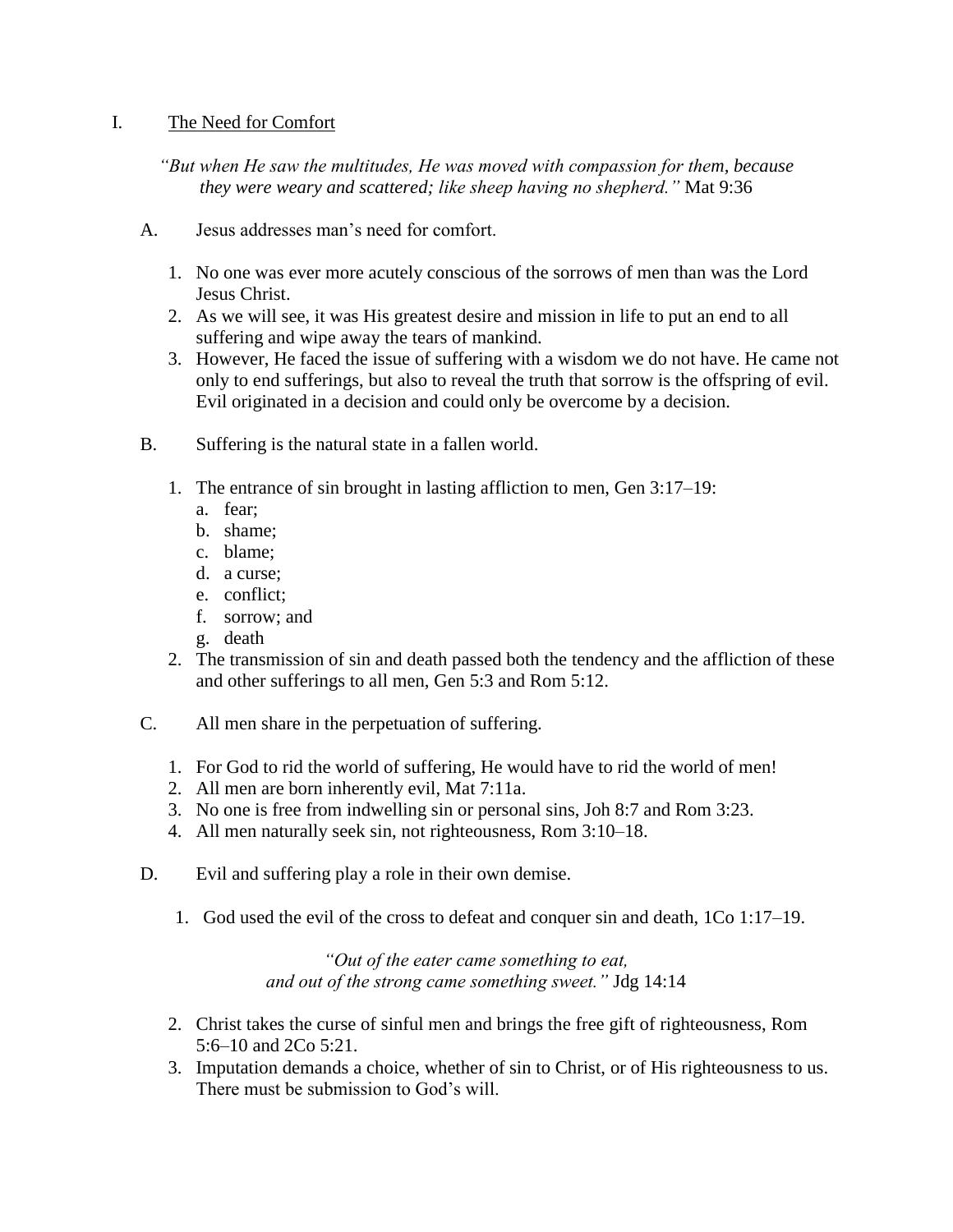## I. The Need for Comfort

> *"But when He saw the multitudes, He was moved with compassion for them, because they were weary and scattered; like sheep having no shepherd."* Mat 9:36

### A. Jesus addresses man's need for comfort.

1. No one was ever more acutely conscious of the sorrows of men than was the Lord Jesus Christ.
2. As we will see, it was His greatest desire and mission in life to put an end to all suffering and wipe away the tears of mankind.
3. However, He faced the issue of suffering with a wisdom we do not have. He came not only to end sufferings, but also to reveal the truth that sorrow is the offspring of evil. Evil originated in a decision and could only be overcome by a decision.

### B. Suffering is the natural state in a fallen world.

1. The entrance of sin brought in lasting affliction to men, Gen 3:17–19:
   a. fear;
   b. shame;
   c. blame;
   d. a curse;
   e. conflict;
   f. sorrow; and
   g. death
2. The transmission of sin and death passed both the tendency and the affliction of these and other sufferings to all men, Gen 5:3 and Rom 5:12.

### C. All men share in the perpetuation of suffering.

1. For God to rid the world of suffering, He would have to rid the world of men!
2. All men are born inherently evil, Mat 7:11a.
3. No one is free from indwelling sin or personal sins, Joh 8:7 and Rom 3:23.
4. All men naturally seek sin, not righteousness, Rom 3:10–18.

### D. Evil and suffering play a role in their own demise.

1. God used the evil of the cross to defeat and conquer sin and death, 1Co 1:17–19.

> *"Out of the eater came something to eat,*
> *and out of the strong came something sweet."* Jdg 14:14

2. Christ takes the curse of sinful men and brings the free gift of righteousness, Rom 5:6–10 and 2Co 5:21.
3. Imputation demands a choice, whether of sin to Christ, or of His righteousness to us. There must be submission to God's will.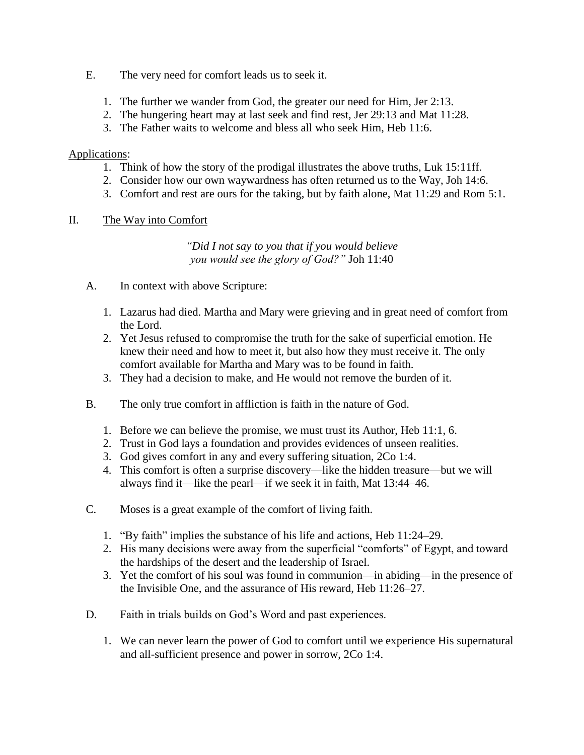E. The very need for comfort leads us to seek it.

1. The further we wander from God, the greater our need for Him, Jer 2:13.
2. The hungering heart may at last seek and find rest, Jer 29:13 and Mat 11:28.
3. The Father waits to welcome and bless all who seek Him, Heb 11:6.

Applications:

1. Think of how the story of the prodigal illustrates the above truths, Luk 15:11ff.
2. Consider how our own waywardness has often returned us to the Way, Joh 14:6.
3. Comfort and rest are ours for the taking, but by faith alone, Mat 11:29 and Rom 5:1.

## II. The Way into Comfort

*"Did I not say to you that if you would believe you would see the glory of God?"* Joh 11:40

A. In context with above Scripture:

1. Lazarus had died. Martha and Mary were grieving and in great need of comfort from the Lord.
2. Yet Jesus refused to compromise the truth for the sake of superficial emotion. He knew their need and how to meet it, but also how they must receive it. The only comfort available for Martha and Mary was to be found in faith.
3. They had a decision to make, and He would not remove the burden of it.

B. The only true comfort in affliction is faith in the nature of God.

1. Before we can believe the promise, we must trust its Author, Heb 11:1, 6.
2. Trust in God lays a foundation and provides evidences of unseen realities.
3. God gives comfort in any and every suffering situation, 2Co 1:4.
4. This comfort is often a surprise discovery—like the hidden treasure—but we will always find it—like the pearl—if we seek it in faith, Mat 13:44–46.

C. Moses is a great example of the comfort of living faith.

1. "By faith" implies the substance of his life and actions, Heb 11:24–29.
2. His many decisions were away from the superficial "comforts" of Egypt, and toward the hardships of the desert and the leadership of Israel.
3. Yet the comfort of his soul was found in communion—in abiding—in the presence of the Invisible One, and the assurance of His reward, Heb 11:26–27.

D. Faith in trials builds on God's Word and past experiences.

1. We can never learn the power of God to comfort until we experience His supernatural and all-sufficient presence and power in sorrow, 2Co 1:4.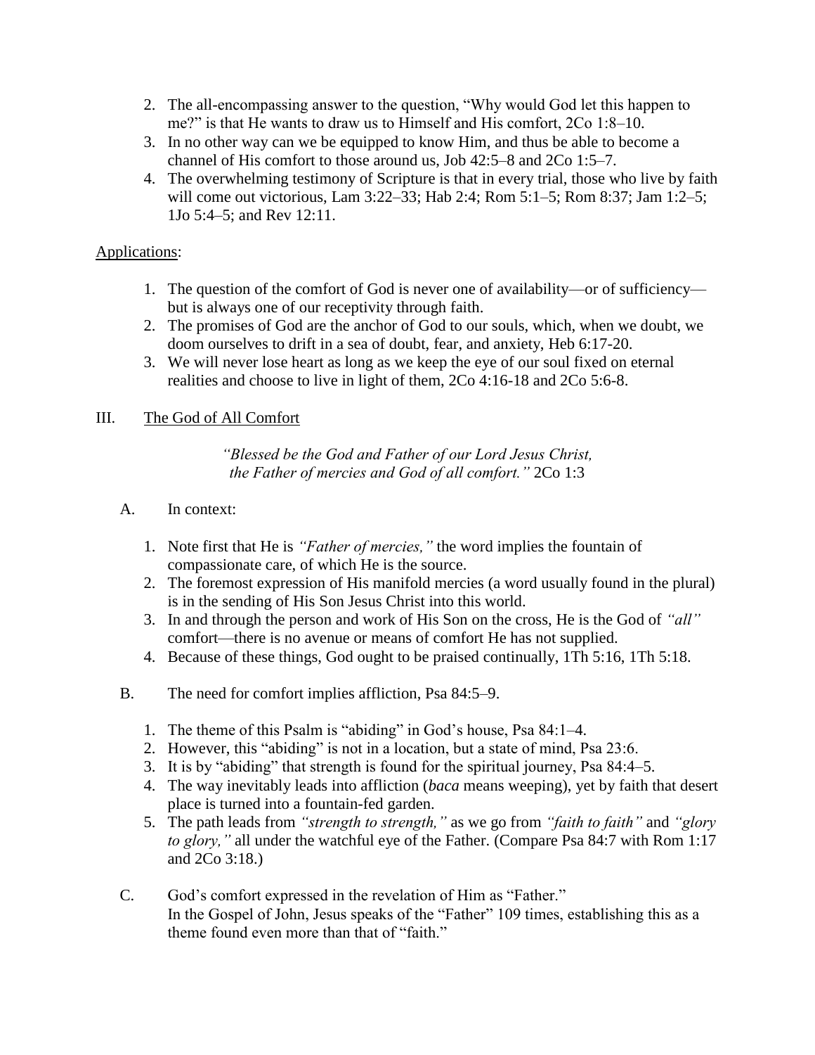2. The all-encompassing answer to the question, "Why would God let this happen to me?" is that He wants to draw us to Himself and His comfort, 2Co 1:8–10.
3. In no other way can we be equipped to know Him, and thus be able to become a channel of His comfort to those around us, Job 42:5–8 and 2Co 1:5–7.
4. The overwhelming testimony of Scripture is that in every trial, those who live by faith will come out victorious, Lam 3:22–33; Hab 2:4; Rom 5:1–5; Rom 8:37; Jam 1:2–5; 1Jo 5:4–5; and Rev 12:11.

<u>Applications</u>:

1. The question of the comfort of God is never one of availability—or of sufficiency—but is always one of our receptivity through faith.
2. The promises of God are the anchor of God to our souls, which, when we doubt, we doom ourselves to drift in a sea of doubt, fear, and anxiety, Heb 6:17-20.
3. We will never lose heart as long as we keep the eye of our soul fixed on eternal realities and choose to live in light of them, 2Co 4:16-18 and 2Co 5:6-8.

III. <u>The God of All Comfort</u>

> *"Blessed be the God and Father of our Lord Jesus Christ, the Father of mercies and God of all comfort."* 2Co 1:3

A. In context:

1. Note first that He is *"Father of mercies,"* the word implies the fountain of compassionate care, of which He is the source.
2. The foremost expression of His manifold mercies (a word usually found in the plural) is in the sending of His Son Jesus Christ into this world.
3. In and through the person and work of His Son on the cross, He is the God of *"all"* comfort—there is no avenue or means of comfort He has not supplied.
4. Because of these things, God ought to be praised continually, 1Th 5:16, 1Th 5:18.

B. The need for comfort implies affliction, Psa 84:5–9.

1. The theme of this Psalm is "abiding" in God's house, Psa 84:1–4.
2. However, this "abiding" is not in a location, but a state of mind, Psa 23:6.
3. It is by "abiding" that strength is found for the spiritual journey, Psa 84:4–5.
4. The way inevitably leads into affliction (*baca* means weeping), yet by faith that desert place is turned into a fountain-fed garden.
5. The path leads from *"strength to strength,"* as we go from *"faith to faith"* and *"glory to glory,"* all under the watchful eye of the Father. (Compare Psa 84:7 with Rom 1:17 and 2Co 3:18.)

C. God's comfort expressed in the revelation of Him as "Father."
In the Gospel of John, Jesus speaks of the "Father" 109 times, establishing this as a theme found even more than that of "faith."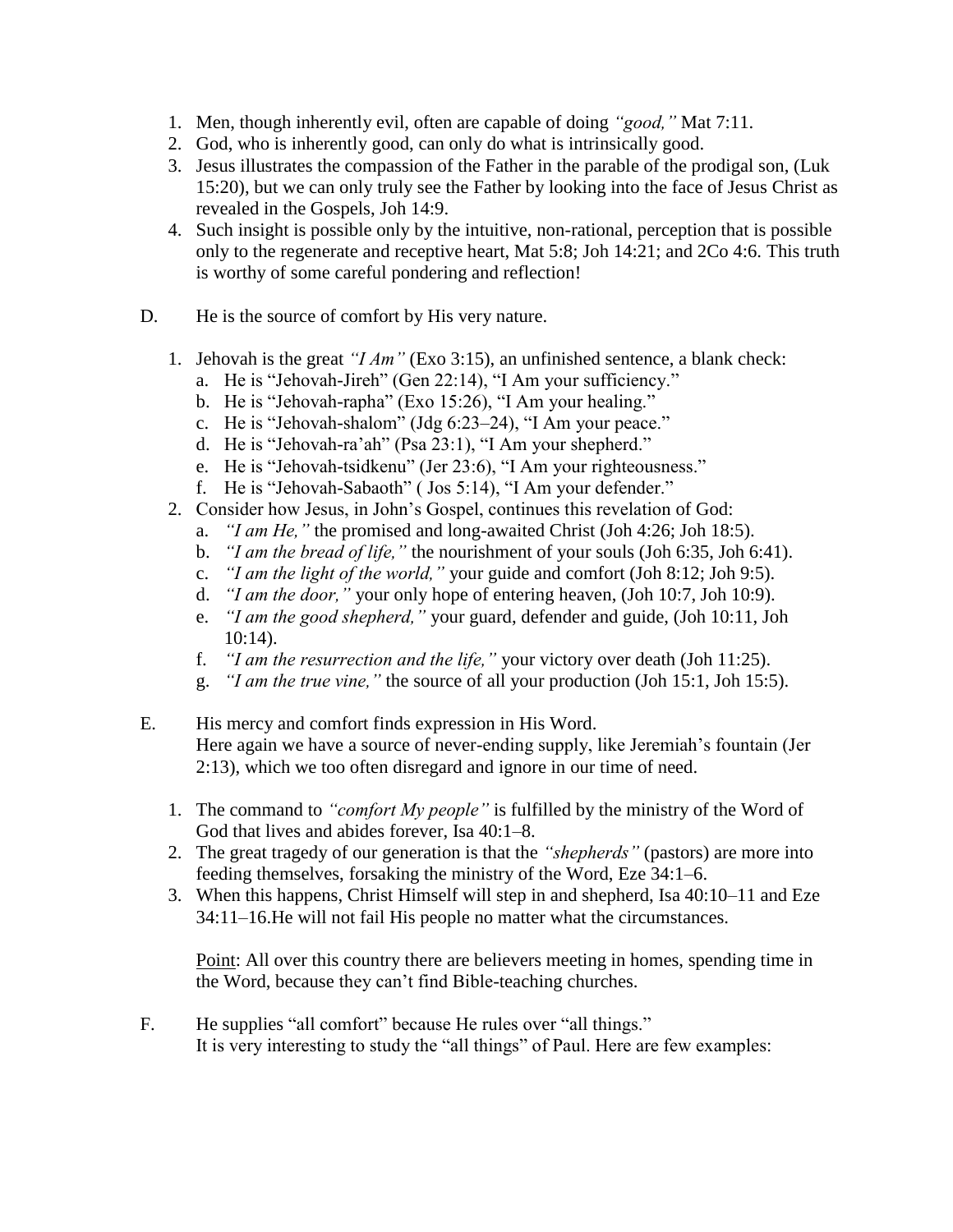1. Men, though inherently evil, often are capable of doing *"good,"* Mat 7:11.
2. God, who is inherently good, can only do what is intrinsically good.
3. Jesus illustrates the compassion of the Father in the parable of the prodigal son, (Luk 15:20), but we can only truly see the Father by looking into the face of Jesus Christ as revealed in the Gospels, Joh 14:9.
4. Such insight is possible only by the intuitive, non-rational, perception that is possible only to the regenerate and receptive heart, Mat 5:8; Joh 14:21; and 2Co 4:6. This truth is worthy of some careful pondering and reflection!

D. He is the source of comfort by His very nature.

1. Jehovah is the great *"I Am"* (Exo 3:15), an unfinished sentence, a blank check:
   a. He is "Jehovah-Jireh" (Gen 22:14), "I Am your sufficiency."
   b. He is "Jehovah-rapha" (Exo 15:26), "I Am your healing."
   c. He is "Jehovah-shalom" (Jdg 6:23–24), "I Am your peace."
   d. He is "Jehovah-ra'ah" (Psa 23:1), "I Am your shepherd."
   e. He is "Jehovah-tsidkenu" (Jer 23:6), "I Am your righteousness."
   f. He is "Jehovah-Sabaoth" ( Jos 5:14), "I Am your defender."
2. Consider how Jesus, in John's Gospel, continues this revelation of God:
   a. *"I am He,"* the promised and long-awaited Christ (Joh 4:26; Joh 18:5).
   b. *"I am the bread of life,"* the nourishment of your souls (Joh 6:35, Joh 6:41).
   c. *"I am the light of the world,"* your guide and comfort (Joh 8:12; Joh 9:5).
   d. *"I am the door,"* your only hope of entering heaven, (Joh 10:7, Joh 10:9).
   e. *"I am the good shepherd,"* your guard, defender and guide, (Joh 10:11, Joh 10:14).
   f. *"I am the resurrection and the life,"* your victory over death (Joh 11:25).
   g. *"I am the true vine,"* the source of all your production (Joh 15:1, Joh 15:5).

E. His mercy and comfort finds expression in His Word.
Here again we have a source of never-ending supply, like Jeremiah's fountain (Jer 2:13), which we too often disregard and ignore in our time of need.

1. The command to *"comfort My people"* is fulfilled by the ministry of the Word of God that lives and abides forever, Isa 40:1–8.
2. The great tragedy of our generation is that the *"shepherds"* (pastors) are more into feeding themselves, forsaking the ministry of the Word, Eze 34:1–6.
3. When this happens, Christ Himself will step in and shepherd, Isa 40:10–11 and Eze 34:11–16.He will not fail His people no matter what the circumstances.

<u>Point</u>: All over this country there are believers meeting in homes, spending time in the Word, because they can't find Bible-teaching churches.

F. He supplies "all comfort" because He rules over "all things."
It is very interesting to study the "all things" of Paul. Here are few examples: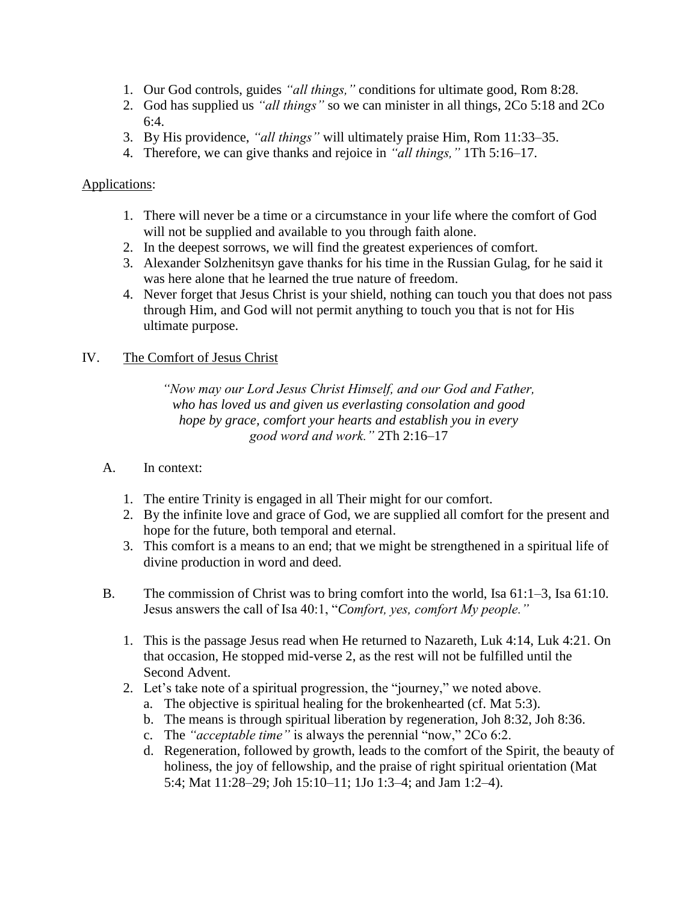1. Our God controls, guides *"all things,"* conditions for ultimate good, Rom 8:28.
2. God has supplied us *"all things"* so we can minister in all things, 2Co 5:18 and 2Co 6:4.
3. By His providence, *"all things"* will ultimately praise Him, Rom 11:33–35.
4. Therefore, we can give thanks and rejoice in *"all things,"* 1Th 5:16–17.

<u>Applications</u>:

1. There will never be a time or a circumstance in your life where the comfort of God will not be supplied and available to you through faith alone.
2. In the deepest sorrows, we will find the greatest experiences of comfort.
3. Alexander Solzhenitsyn gave thanks for his time in the Russian Gulag, for he said it was here alone that he learned the true nature of freedom.
4. Never forget that Jesus Christ is your shield, nothing can touch you that does not pass through Him, and God will not permit anything to touch you that is not for His ultimate purpose.

IV. <u>The Comfort of Jesus Christ</u>

> *"Now may our Lord Jesus Christ Himself, and our God and Father, who has loved us and given us everlasting consolation and good hope by grace, comfort your hearts and establish you in every good word and work."* 2Th 2:16–17

A. In context:

1. The entire Trinity is engaged in all Their might for our comfort.
2. By the infinite love and grace of God, we are supplied all comfort for the present and hope for the future, both temporal and eternal.
3. This comfort is a means to an end; that we might be strengthened in a spiritual life of divine production in word and deed.

B. The commission of Christ was to bring comfort into the world, Isa 61:1–3, Isa 61:10. Jesus answers the call of Isa 40:1, "*Comfort, yes, comfort My people."*

1. This is the passage Jesus read when He returned to Nazareth, Luk 4:14, Luk 4:21. On that occasion, He stopped mid-verse 2, as the rest will not be fulfilled until the Second Advent.
2. Let's take note of a spiritual progression, the "journey," we noted above.
   a. The objective is spiritual healing for the brokenhearted (cf. Mat 5:3).
   b. The means is through spiritual liberation by regeneration, Joh 8:32, Joh 8:36.
   c. The *"acceptable time"* is always the perennial "now," 2Co 6:2.
   d. Regeneration, followed by growth, leads to the comfort of the Spirit, the beauty of holiness, the joy of fellowship, and the praise of right spiritual orientation (Mat 5:4; Mat 11:28–29; Joh 15:10–11; 1Jo 1:3–4; and Jam 1:2–4).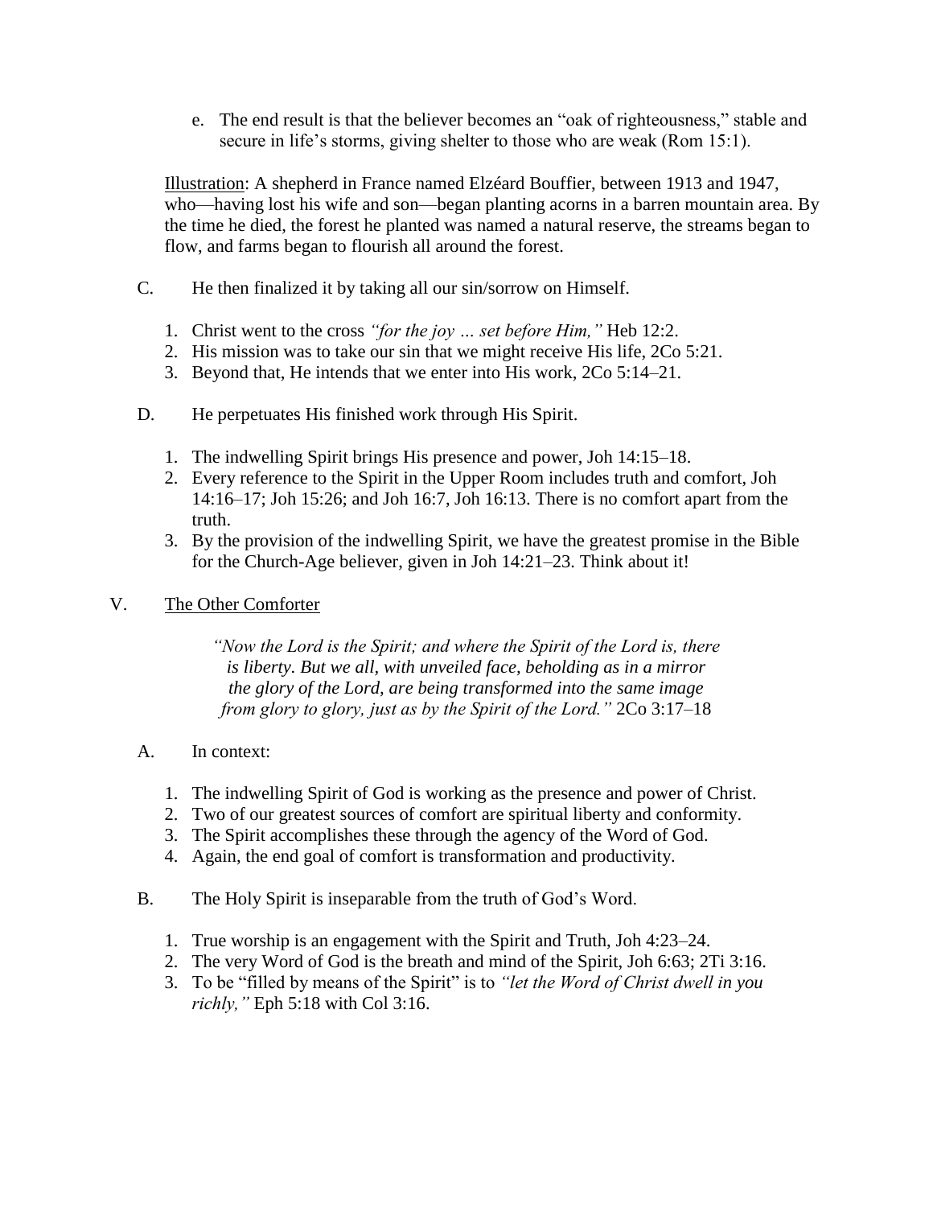e. The end result is that the believer becomes an "oak of righteousness," stable and secure in life's storms, giving shelter to those who are weak (Rom 15:1).

<u>Illustration</u>: A shepherd in France named Elzéard Bouffier, between 1913 and 1947, who—having lost his wife and son—began planting acorns in a barren mountain area. By the time he died, the forest he planted was named a natural reserve, the streams began to flow, and farms began to flourish all around the forest.

C. He then finalized it by taking all our sin/sorrow on Himself.

1. Christ went to the cross *"for the joy … set before Him,"* Heb 12:2.
2. His mission was to take our sin that we might receive His life, 2Co 5:21.
3. Beyond that, He intends that we enter into His work, 2Co 5:14–21.

D. He perpetuates His finished work through His Spirit.

1. The indwelling Spirit brings His presence and power, Joh 14:15–18.
2. Every reference to the Spirit in the Upper Room includes truth and comfort, Joh 14:16–17; Joh 15:26; and Joh 16:7, Joh 16:13. There is no comfort apart from the truth.
3. By the provision of the indwelling Spirit, we have the greatest promise in the Bible for the Church-Age believer, given in Joh 14:21–23. Think about it!

## V. <u>The Other Comforter</u>

> *"Now the Lord is the Spirit; and where the Spirit of the Lord is, there is liberty. But we all, with unveiled face, beholding as in a mirror the glory of the Lord, are being transformed into the same image from glory to glory, just as by the Spirit of the Lord."* 2Co 3:17–18

A. In context:

1. The indwelling Spirit of God is working as the presence and power of Christ.
2. Two of our greatest sources of comfort are spiritual liberty and conformity.
3. The Spirit accomplishes these through the agency of the Word of God.
4. Again, the end goal of comfort is transformation and productivity.

B. The Holy Spirit is inseparable from the truth of God's Word.

1. True worship is an engagement with the Spirit and Truth, Joh 4:23–24.
2. The very Word of God is the breath and mind of the Spirit, Joh 6:63; 2Ti 3:16.
3. To be "filled by means of the Spirit" is to *"let the Word of Christ dwell in you richly,"* Eph 5:18 with Col 3:16.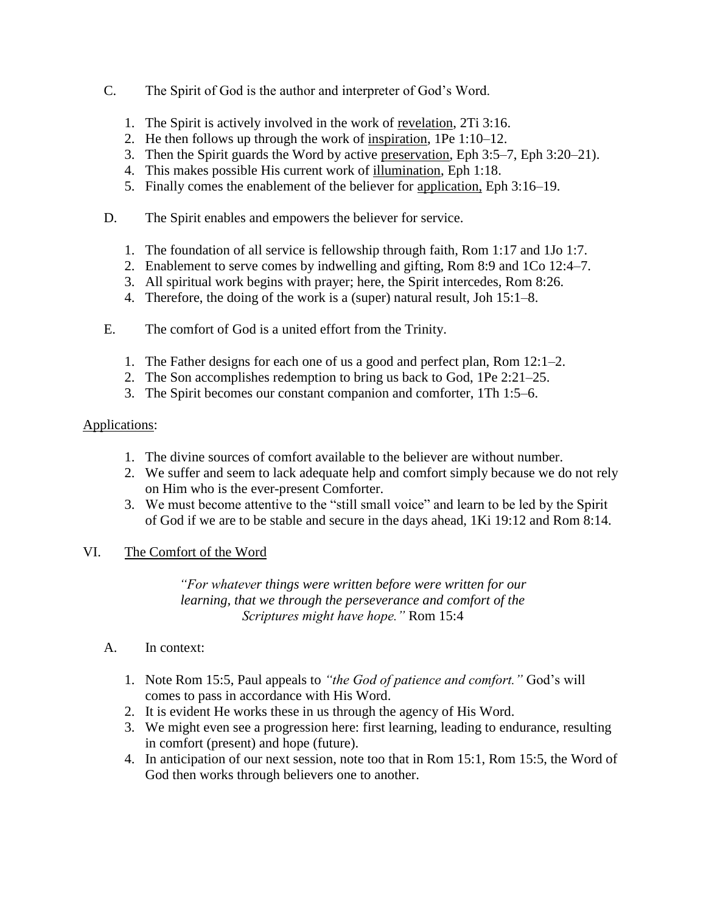C. The Spirit of God is the author and interpreter of God's Word.

1. The Spirit is actively involved in the work of <u>revelation</u>, 2Ti 3:16.
2. He then follows up through the work of <u>inspiration</u>, 1Pe 1:10–12.
3. Then the Spirit guards the Word by active <u>preservation</u>, Eph 3:5–7, Eph 3:20–21).
4. This makes possible His current work of <u>illumination</u>, Eph 1:18.
5. Finally comes the enablement of the believer for <u>application,</u> Eph 3:16–19.

D. The Spirit enables and empowers the believer for service.

1. The foundation of all service is fellowship through faith, Rom 1:17 and 1Jo 1:7.
2. Enablement to serve comes by indwelling and gifting, Rom 8:9 and 1Co 12:4–7.
3. All spiritual work begins with prayer; here, the Spirit intercedes, Rom 8:26.
4. Therefore, the doing of the work is a (super) natural result, Joh 15:1–8.

E. The comfort of God is a united effort from the Trinity.

1. The Father designs for each one of us a good and perfect plan, Rom 12:1–2.
2. The Son accomplishes redemption to bring us back to God, 1Pe 2:21–25.
3. The Spirit becomes our constant companion and comforter, 1Th 1:5–6.

<u>Applications</u>:

1. The divine sources of comfort available to the believer are without number.
2. We suffer and seem to lack adequate help and comfort simply because we do not rely on Him who is the ever-present Comforter.
3. We must become attentive to the "still small voice" and learn to be led by the Spirit of God if we are to be stable and secure in the days ahead, 1Ki 19:12 and Rom 8:14.

## VI. <u>The Comfort of the Word</u>

> *"For whatever things were written before were written for our learning, that we through the perseverance and comfort of the Scriptures might have hope."* Rom 15:4

A. In context:

1. Note Rom 15:5, Paul appeals to *"the God of patience and comfort."* God's will comes to pass in accordance with His Word.
2. It is evident He works these in us through the agency of His Word.
3. We might even see a progression here: first learning, leading to endurance, resulting in comfort (present) and hope (future).
4. In anticipation of our next session, note too that in Rom 15:1, Rom 15:5, the Word of God then works through believers one to another.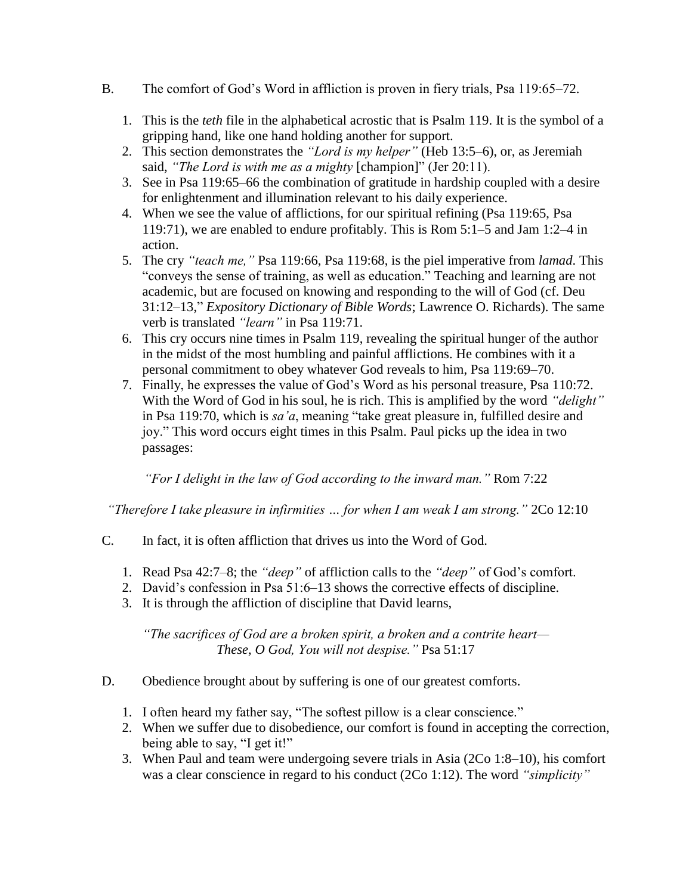B. The comfort of God's Word in affliction is proven in fiery trials, Psa 119:65–72.

1. This is the *teth* file in the alphabetical acrostic that is Psalm 119. It is the symbol of a gripping hand, like one hand holding another for support.
2. This section demonstrates the *"Lord is my helper"* (Heb 13:5–6), or, as Jeremiah said, *"The Lord is with me as a mighty* [champion]" (Jer 20:11).
3. See in Psa 119:65–66 the combination of gratitude in hardship coupled with a desire for enlightenment and illumination relevant to his daily experience.
4. When we see the value of afflictions, for our spiritual refining (Psa 119:65, Psa 119:71), we are enabled to endure profitably. This is Rom 5:1–5 and Jam 1:2–4 in action.
5. The cry *"teach me,"* Psa 119:66, Psa 119:68, is the piel imperative from *lamad*. This "conveys the sense of training, as well as education." Teaching and learning are not academic, but are focused on knowing and responding to the will of God (cf. Deu 31:12–13," *Expository Dictionary of Bible Words*; Lawrence O. Richards). The same verb is translated *"learn"* in Psa 119:71.
6. This cry occurs nine times in Psalm 119, revealing the spiritual hunger of the author in the midst of the most humbling and painful afflictions. He combines with it a personal commitment to obey whatever God reveals to him, Psa 119:69–70.
7. Finally, he expresses the value of God's Word as his personal treasure, Psa 110:72. With the Word of God in his soul, he is rich. This is amplified by the word *"delight"* in Psa 119:70, which is *sa'a*, meaning "take great pleasure in, fulfilled desire and joy." This word occurs eight times in this Psalm. Paul picks up the idea in two passages:

   *"For I delight in the law of God according to the inward man."* Rom 7:22

   *"Therefore I take pleasure in infirmities … for when I am weak I am strong."* 2Co 12:10

C. In fact, it is often affliction that drives us into the Word of God.

1. Read Psa 42:7–8; the *"deep"* of affliction calls to the *"deep"* of God's comfort.
2. David's confession in Psa 51:6–13 shows the corrective effects of discipline.
3. It is through the affliction of discipline that David learns,

   *"The sacrifices of God are a broken spirit, a broken and a contrite heart—*
   *These, O God, You will not despise."* Psa 51:17

D. Obedience brought about by suffering is one of our greatest comforts.

1. I often heard my father say, "The softest pillow is a clear conscience."
2. When we suffer due to disobedience, our comfort is found in accepting the correction, being able to say, "I get it!"
3. When Paul and team were undergoing severe trials in Asia (2Co 1:8–10), his comfort was a clear conscience in regard to his conduct (2Co 1:12). The word *"simplicity"*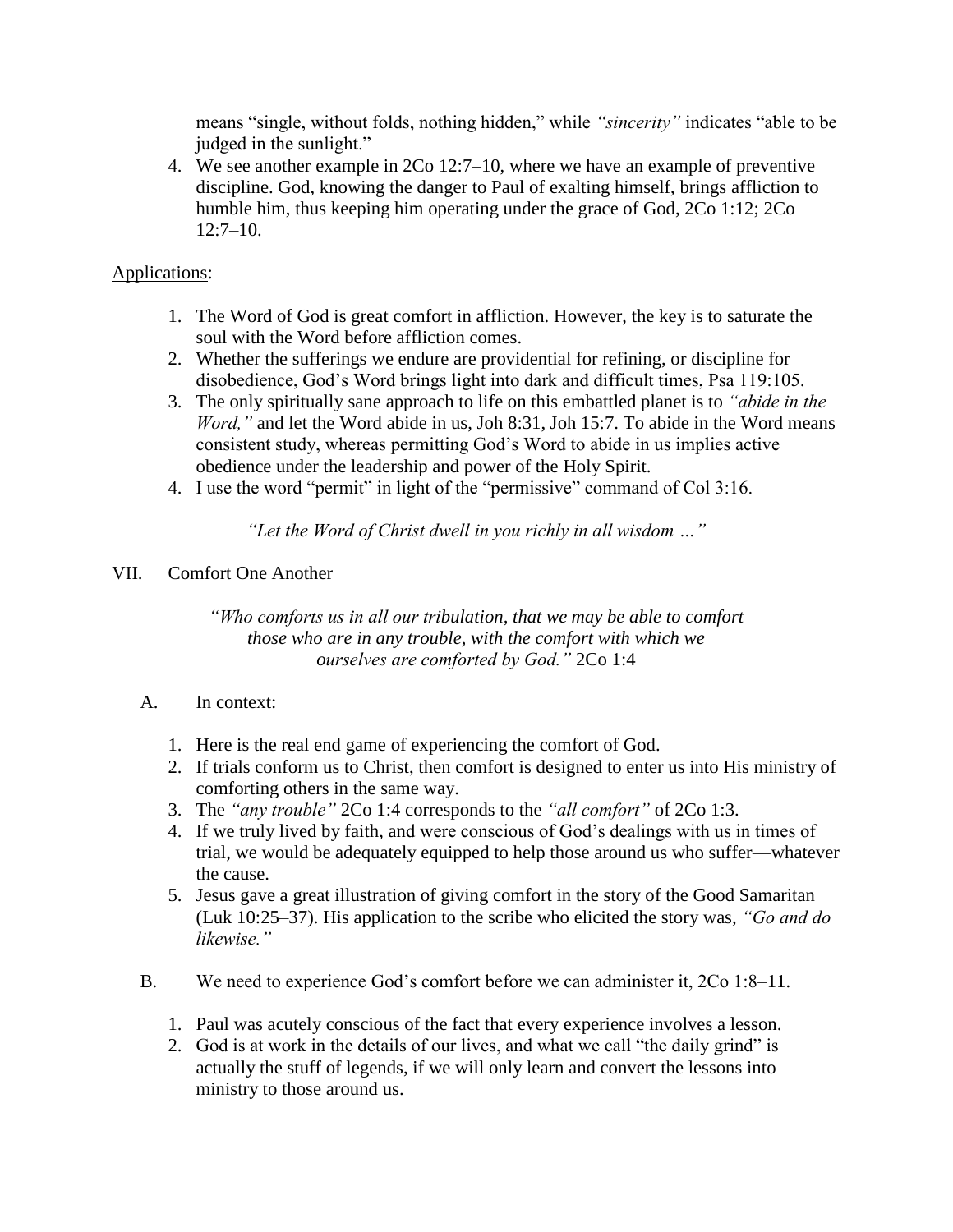means "single, without folds, nothing hidden," while *"sincerity"* indicates "able to be judged in the sunlight."

4. We see another example in 2Co 12:7–10, where we have an example of preventive discipline. God, knowing the danger to Paul of exalting himself, brings affliction to humble him, thus keeping him operating under the grace of God, 2Co 1:12; 2Co 12:7–10.

<u>Applications</u>:

1. The Word of God is great comfort in affliction. However, the key is to saturate the soul with the Word before affliction comes.
2. Whether the sufferings we endure are providential for refining, or discipline for disobedience, God's Word brings light into dark and difficult times, Psa 119:105.
3. The only spiritually sane approach to life on this embattled planet is to *"abide in the Word,"* and let the Word abide in us, Joh 8:31, Joh 15:7. To abide in the Word means consistent study, whereas permitting God's Word to abide in us implies active obedience under the leadership and power of the Holy Spirit.
4. I use the word "permit" in light of the "permissive" command of Col 3:16.

> *"Let the Word of Christ dwell in you richly in all wisdom …"*

## VII. <u>Comfort One Another</u>

> *"Who comforts us in all our tribulation, that we may be able to comfort those who are in any trouble, with the comfort with which we ourselves are comforted by God."* 2Co 1:4

### A. In context:

1. Here is the real end game of experiencing the comfort of God.
2. If trials conform us to Christ, then comfort is designed to enter us into His ministry of comforting others in the same way.
3. The *"any trouble"* 2Co 1:4 corresponds to the *"all comfort"* of 2Co 1:3.
4. If we truly lived by faith, and were conscious of God's dealings with us in times of trial, we would be adequately equipped to help those around us who suffer—whatever the cause.
5. Jesus gave a great illustration of giving comfort in the story of the Good Samaritan (Luk 10:25–37). His application to the scribe who elicited the story was, *"Go and do likewise."*

### B. We need to experience God's comfort before we can administer it, 2Co 1:8–11.

1. Paul was acutely conscious of the fact that every experience involves a lesson.
2. God is at work in the details of our lives, and what we call "the daily grind" is actually the stuff of legends, if we will only learn and convert the lessons into ministry to those around us.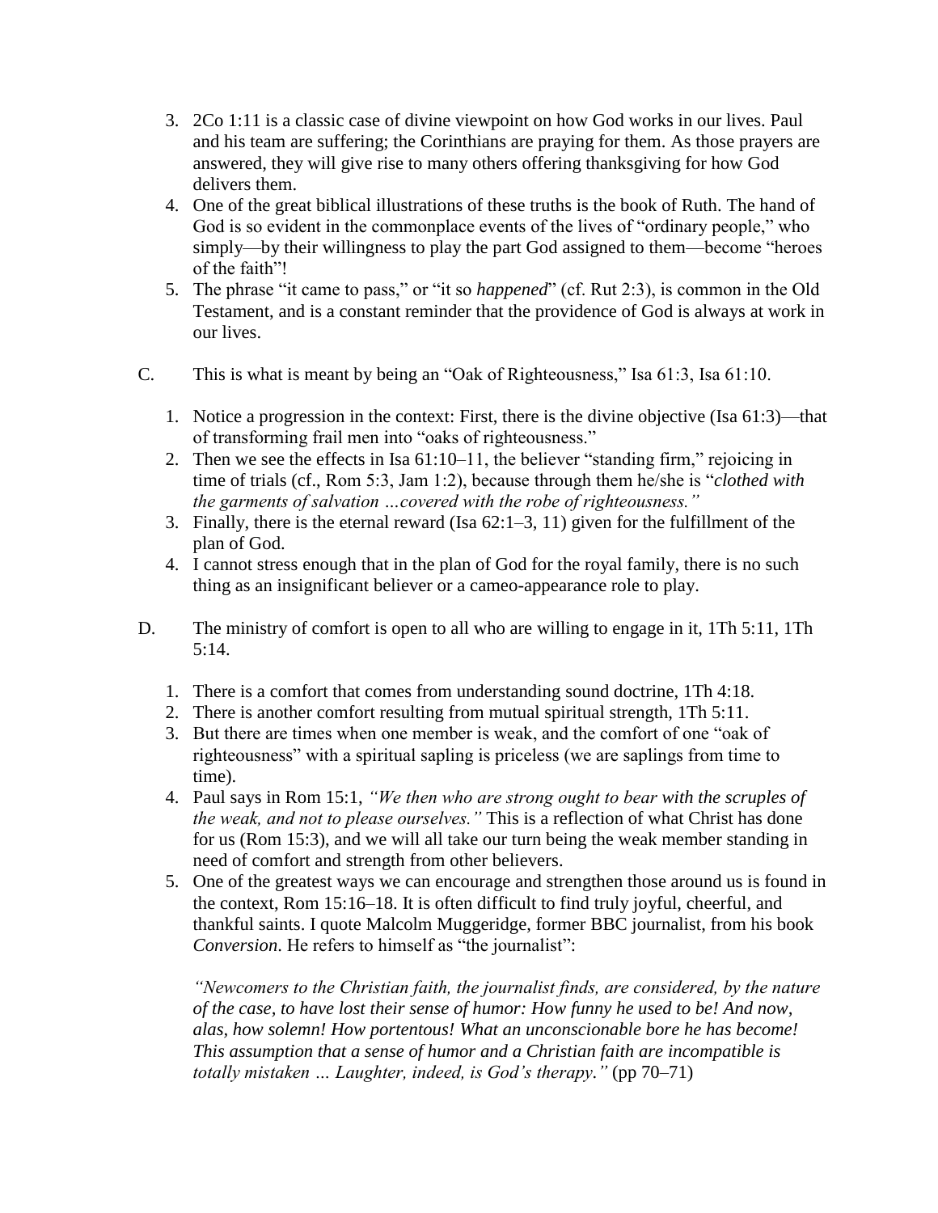3. 2Co 1:11 is a classic case of divine viewpoint on how God works in our lives. Paul and his team are suffering; the Corinthians are praying for them. As those prayers are answered, they will give rise to many others offering thanksgiving for how God delivers them.
4. One of the great biblical illustrations of these truths is the book of Ruth. The hand of God is so evident in the commonplace events of the lives of "ordinary people," who simply—by their willingness to play the part God assigned to them—become "heroes of the faith"!
5. The phrase "it came to pass," or "it so *happened*" (cf. Rut 2:3), is common in the Old Testament, and is a constant reminder that the providence of God is always at work in our lives.

C. This is what is meant by being an "Oak of Righteousness," Isa 61:3, Isa 61:10.

1. Notice a progression in the context: First, there is the divine objective (Isa 61:3)—that of transforming frail men into "oaks of righteousness."
2. Then we see the effects in Isa 61:10–11, the believer "standing firm," rejoicing in time of trials (cf., Rom 5:3, Jam 1:2), because through them he/she is "*clothed with the garments of salvation …covered with the robe of righteousness.*"
3. Finally, there is the eternal reward (Isa 62:1–3, 11) given for the fulfillment of the plan of God.
4. I cannot stress enough that in the plan of God for the royal family, there is no such thing as an insignificant believer or a cameo-appearance role to play.

D. The ministry of comfort is open to all who are willing to engage in it, 1Th 5:11, 1Th 5:14.

1. There is a comfort that comes from understanding sound doctrine, 1Th 4:18.
2. There is another comfort resulting from mutual spiritual strength, 1Th 5:11.
3. But there are times when one member is weak, and the comfort of one "oak of righteousness" with a spiritual sapling is priceless (we are saplings from time to time).
4. Paul says in Rom 15:1, *"We then who are strong ought to bear with the scruples of the weak, and not to please ourselves."* This is a reflection of what Christ has done for us (Rom 15:3), and we will all take our turn being the weak member standing in need of comfort and strength from other believers.
5. One of the greatest ways we can encourage and strengthen those around us is found in the context, Rom 15:16–18. It is often difficult to find truly joyful, cheerful, and thankful saints. I quote Malcolm Muggeridge, former BBC journalist, from his book *Conversion*. He refers to himself as "the journalist":

   *"Newcomers to the Christian faith, the journalist finds, are considered, by the nature of the case, to have lost their sense of humor: How funny he used to be! And now, alas, how solemn! How portentous! What an unconscionable bore he has become! This assumption that a sense of humor and a Christian faith are incompatible is totally mistaken … Laughter, indeed, is God's therapy."* (pp 70–71)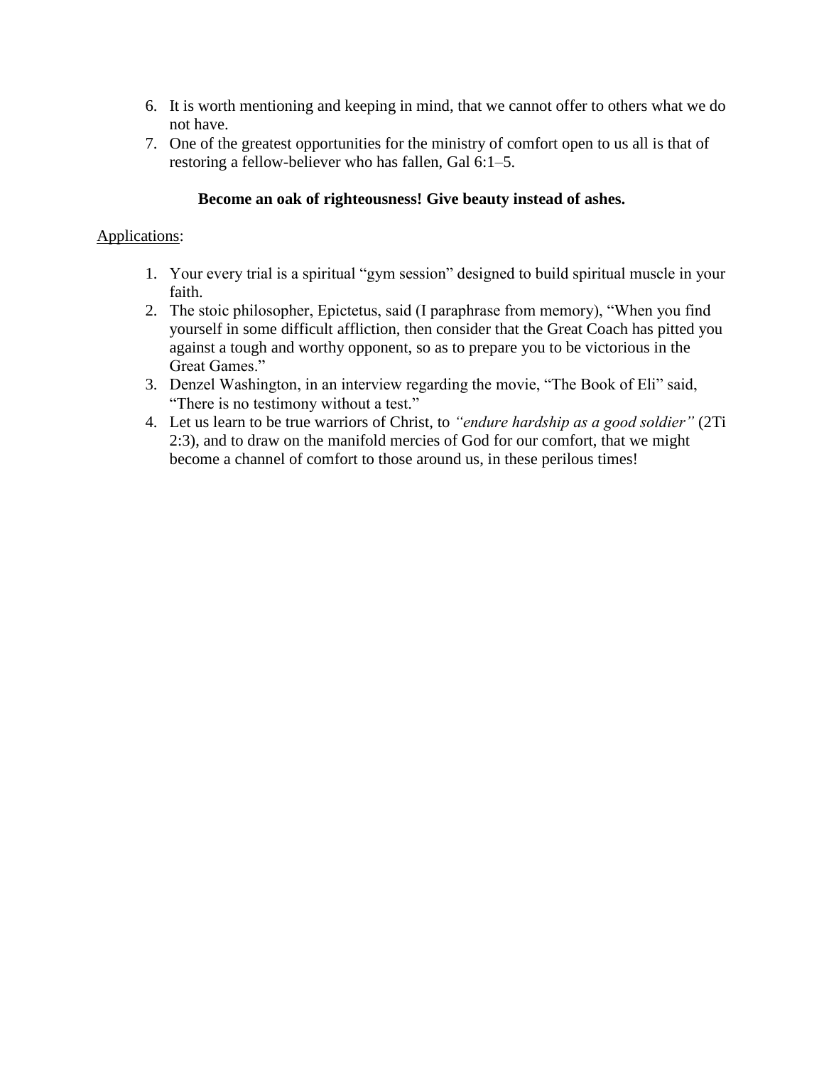6. It is worth mentioning and keeping in mind, that we cannot offer to others what we do not have.
7. One of the greatest opportunities for the ministry of comfort open to us all is that of restoring a fellow-believer who has fallen, Gal 6:1–5.

**Become an oak of righteousness! Give beauty instead of ashes.**

<u>Applications</u>:

1. Your every trial is a spiritual “gym session” designed to build spiritual muscle in your faith.
2. The stoic philosopher, Epictetus, said (I paraphrase from memory), “When you find yourself in some difficult affliction, then consider that the Great Coach has pitted you against a tough and worthy opponent, so as to prepare you to be victorious in the Great Games.”
3. Denzel Washington, in an interview regarding the movie, “The Book of Eli” said, “There is no testimony without a test.”
4. Let us learn to be true warriors of Christ, to *“endure hardship as a good soldier”* (2Ti 2:3), and to draw on the manifold mercies of God for our comfort, that we might become a channel of comfort to those around us, in these perilous times!